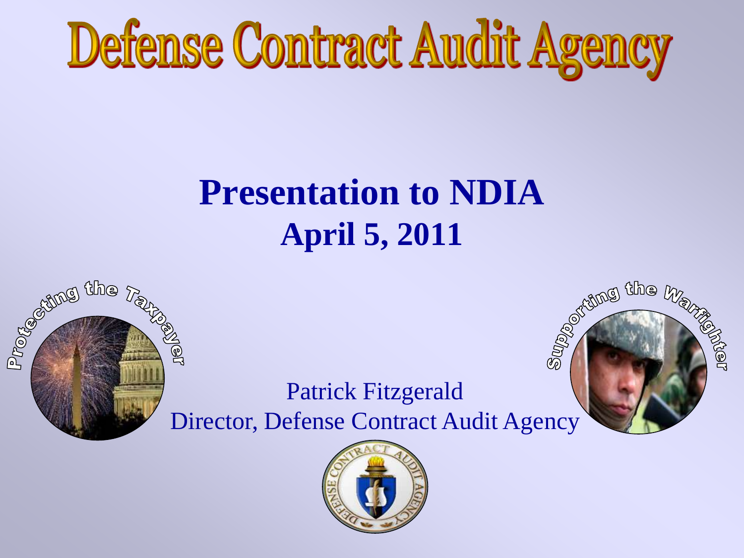# Defense Contract Audit Agency

## Presentation to NDIA
## April 5, 2011

Protecting the Taxpayer

Supporting the Warfighter

Patrick Fitzgerald
Director, Defense Contract Audit Agency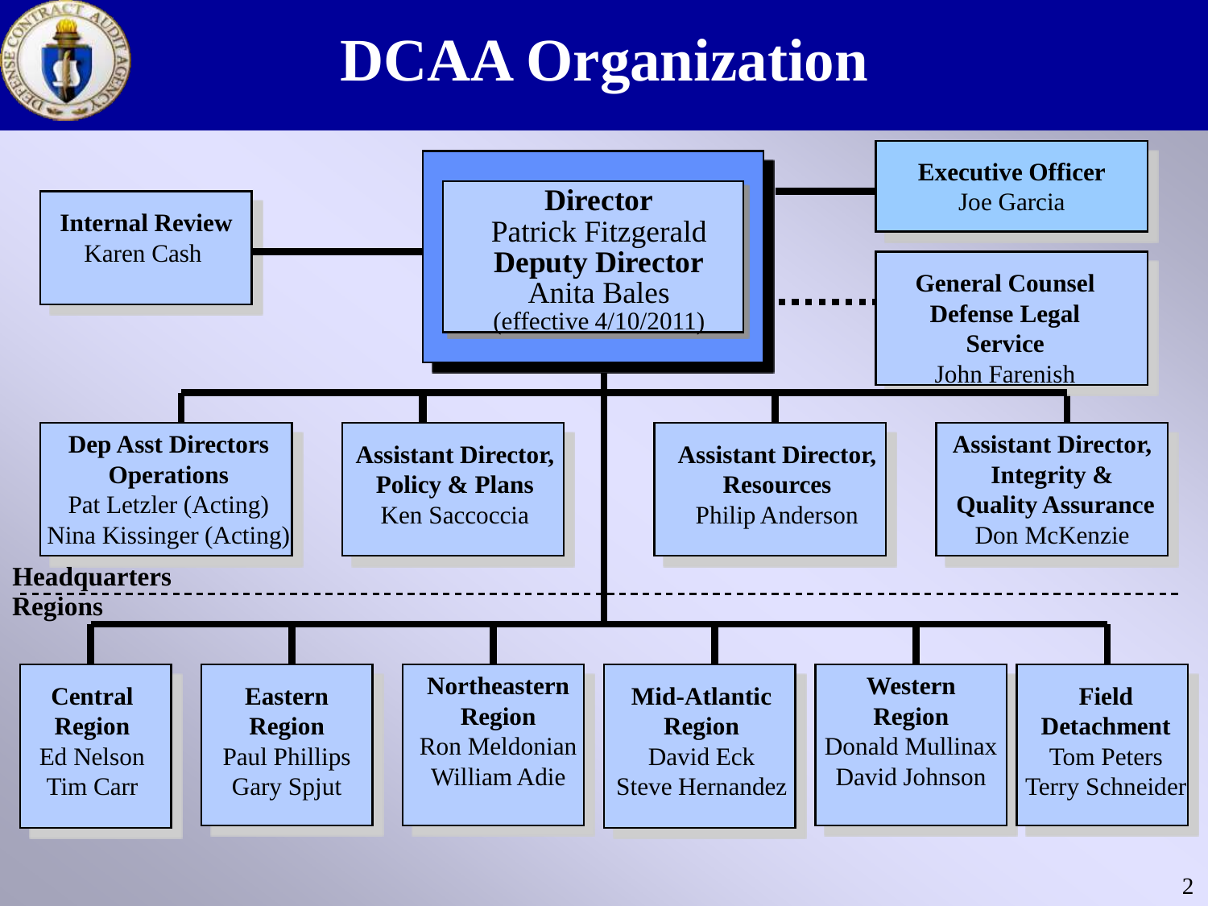# DCAA Organization

**Director**
Patrick Fitzgerald
**Deputy Director**
Anita Bales
(effective 4/10/2011)

**Internal Review**
Karen Cash

**Executive Officer**
Joe Garcia

**General Counsel Defense Legal Service**
John Farenish

## Headquarters

**Dep Asst Directors Operations**
Pat Letzler (Acting)
Nina Kissinger (Acting)

**Assistant Director, Policy & Plans**
Ken Saccoccia

**Assistant Director, Resources**
Philip Anderson

**Assistant Director, Integrity & Quality Assurance**
Don McKenzie

## Regions

**Central Region**
Ed Nelson
Tim Carr

**Eastern Region**
Paul Phillips
Gary Spjut

**Northeastern Region**
Ron Meldonian
William Adie

**Mid-Atlantic Region**
David Eck
Steve Hernandez

**Western Region**
Donald Mullinax
David Johnson

**Field Detachment**
Tom Peters
Terry Schneider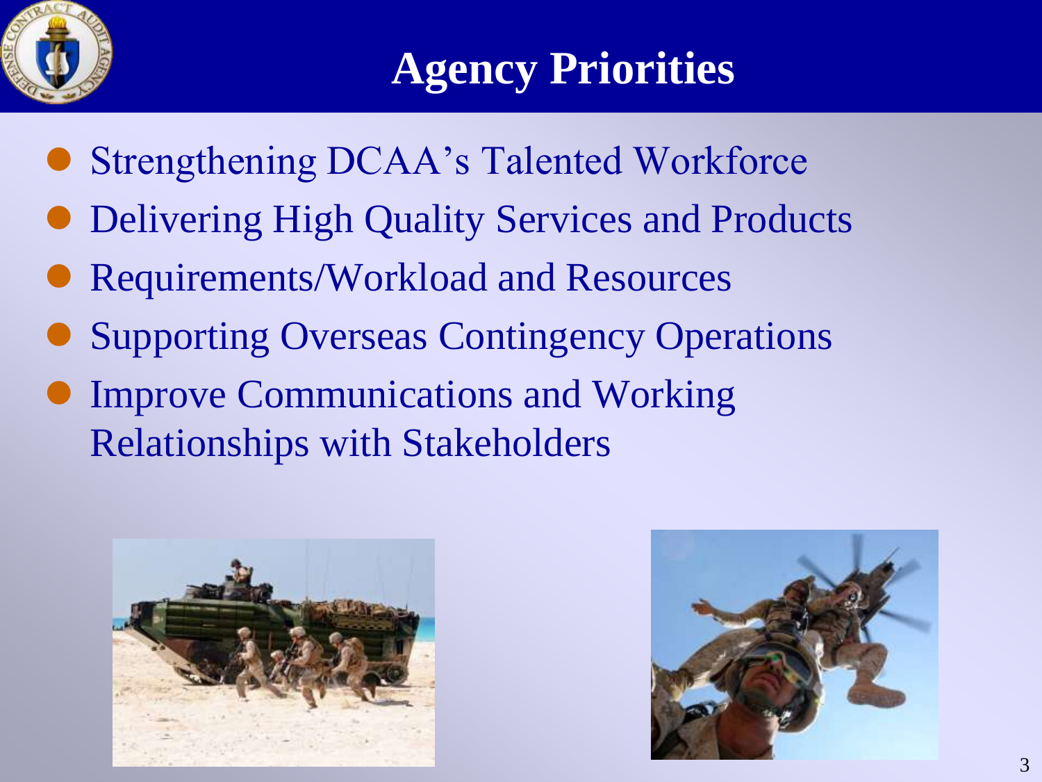# Agency Priorities

- Strengthening DCAA's Talented Workforce
- Delivering High Quality Services and Products
- Requirements/Workload and Resources
- Supporting Overseas Contingency Operations
- Improve Communications and Working Relationships with Stakeholders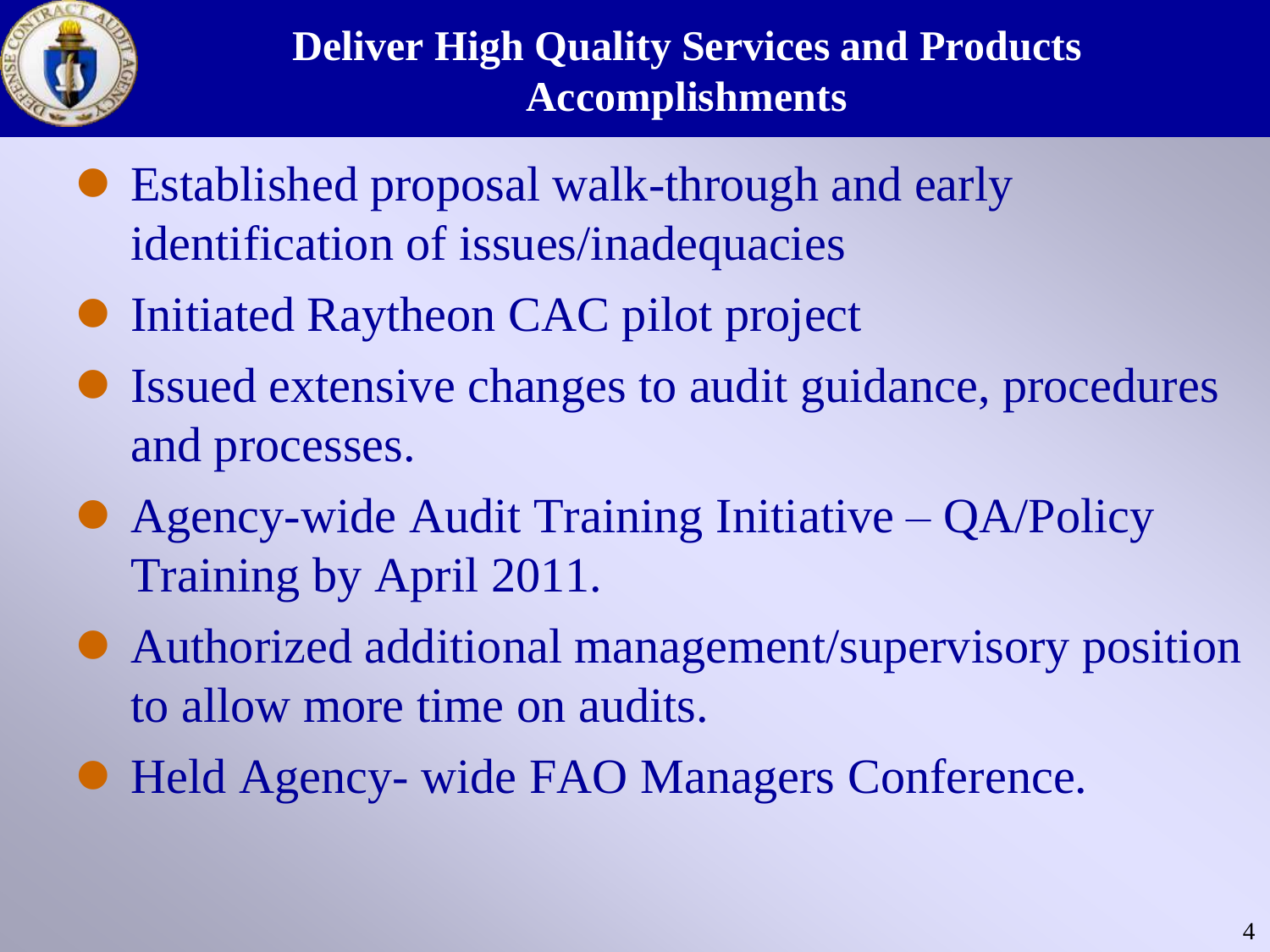# Deliver High Quality Services and Products Accomplishments

- Established proposal walk-through and early identification of issues/inadequacies
- Initiated Raytheon CAC pilot project
- Issued extensive changes to audit guidance, procedures and processes.
- Agency-wide Audit Training Initiative – QA/Policy Training by April 2011.
- Authorized additional management/supervisory position to allow more time on audits.
- Held Agency- wide FAO Managers Conference.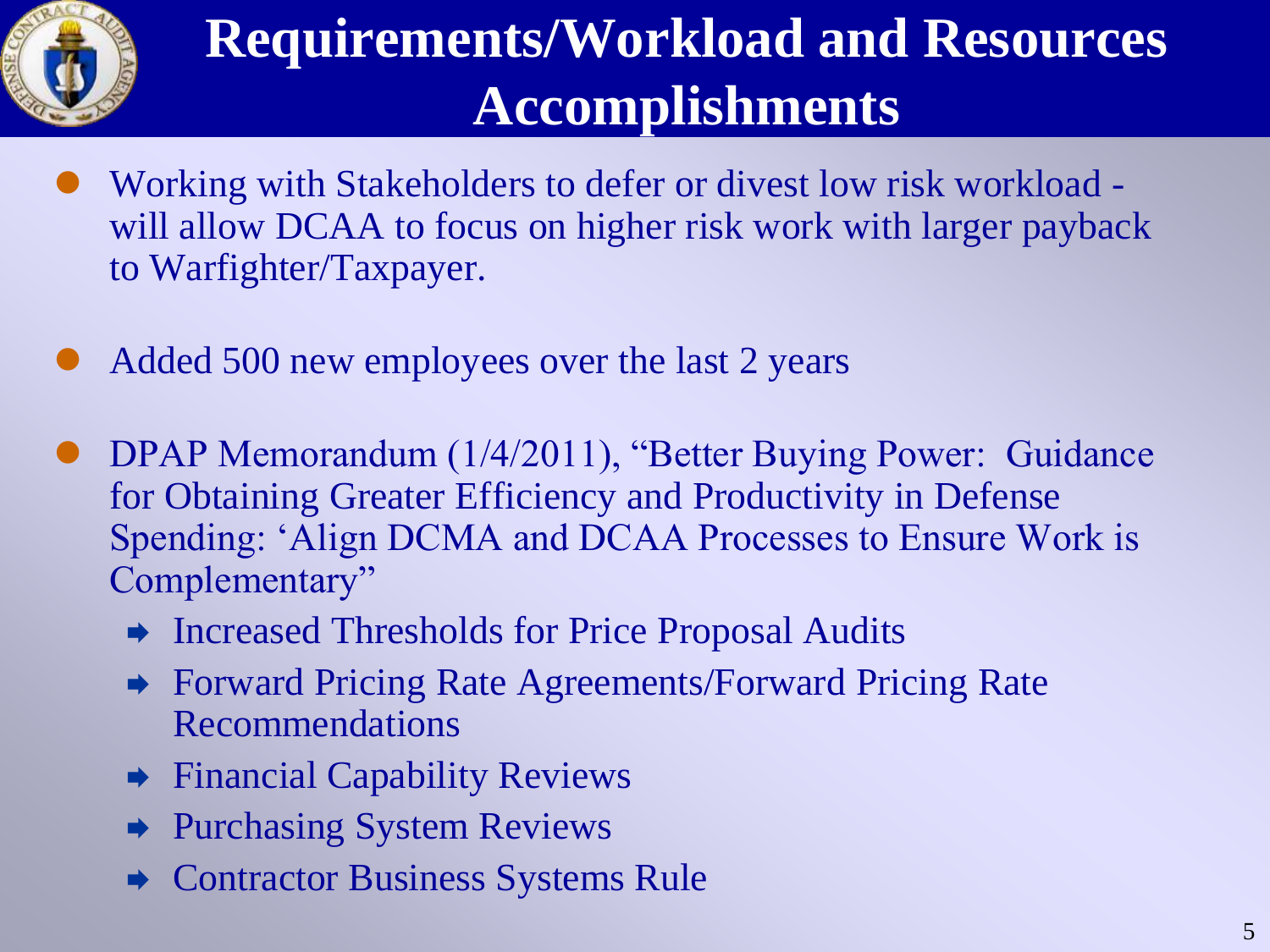# Requirements/Workload and Resources Accomplishments

- Working with Stakeholders to defer or divest low risk workload - will allow DCAA to focus on higher risk work with larger payback to Warfighter/Taxpayer.
- Added 500 new employees over the last 2 years
- DPAP Memorandum (1/4/2011), "Better Buying Power: Guidance for Obtaining Greater Efficiency and Productivity in Defense Spending: 'Align DCMA and DCAA Processes to Ensure Work is Complementary"
  - Increased Thresholds for Price Proposal Audits
  - Forward Pricing Rate Agreements/Forward Pricing Rate Recommendations
  - Financial Capability Reviews
  - Purchasing System Reviews
  - Contractor Business Systems Rule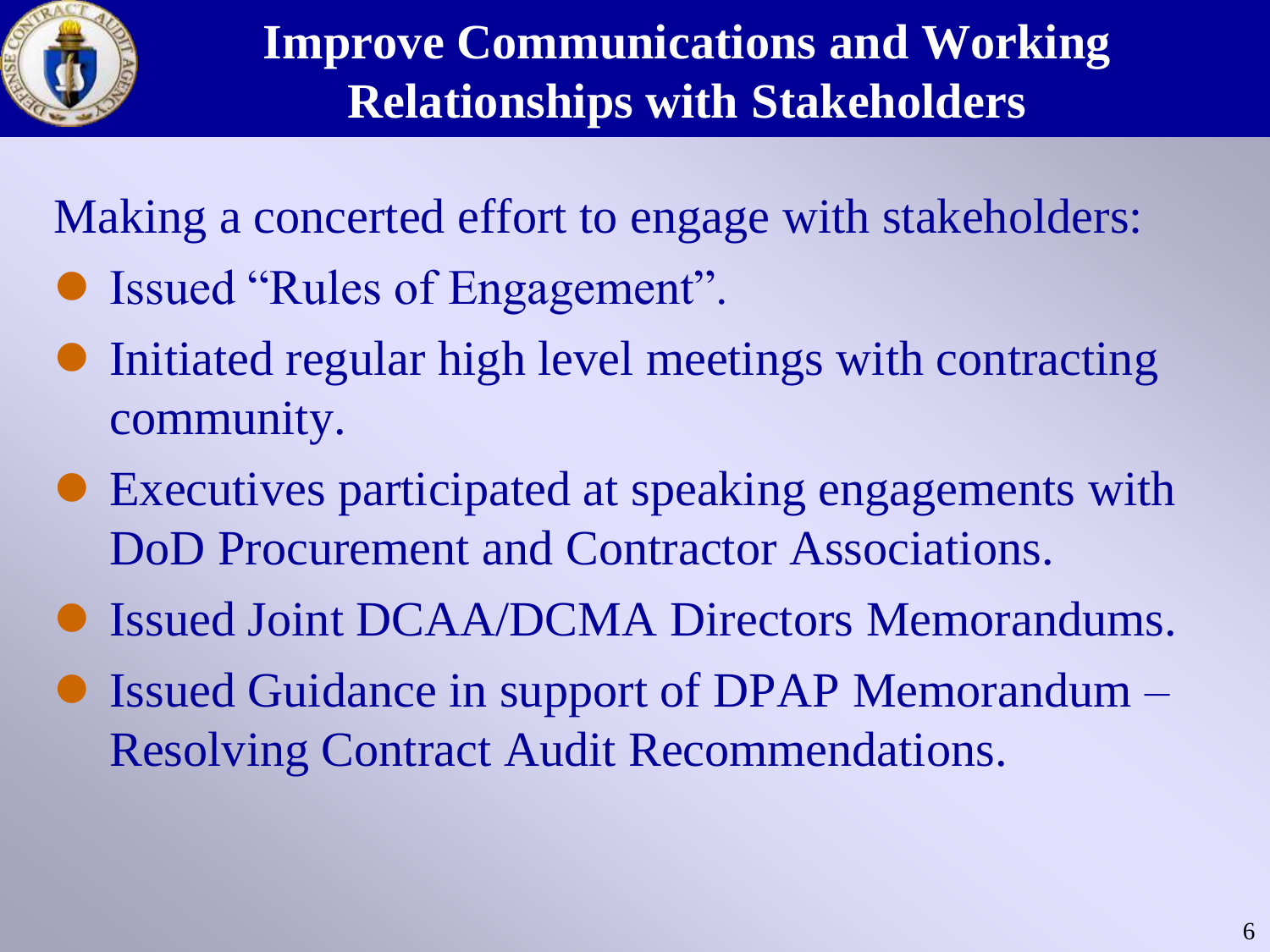# Improve Communications and Working Relationships with Stakeholders

Making a concerted effort to engage with stakeholders:

- Issued "Rules of Engagement".
- Initiated regular high level meetings with contracting community.
- Executives participated at speaking engagements with DoD Procurement and Contractor Associations.
- Issued Joint DCAA/DCMA Directors Memorandums.
- Issued Guidance in support of DPAP Memorandum – Resolving Contract Audit Recommendations.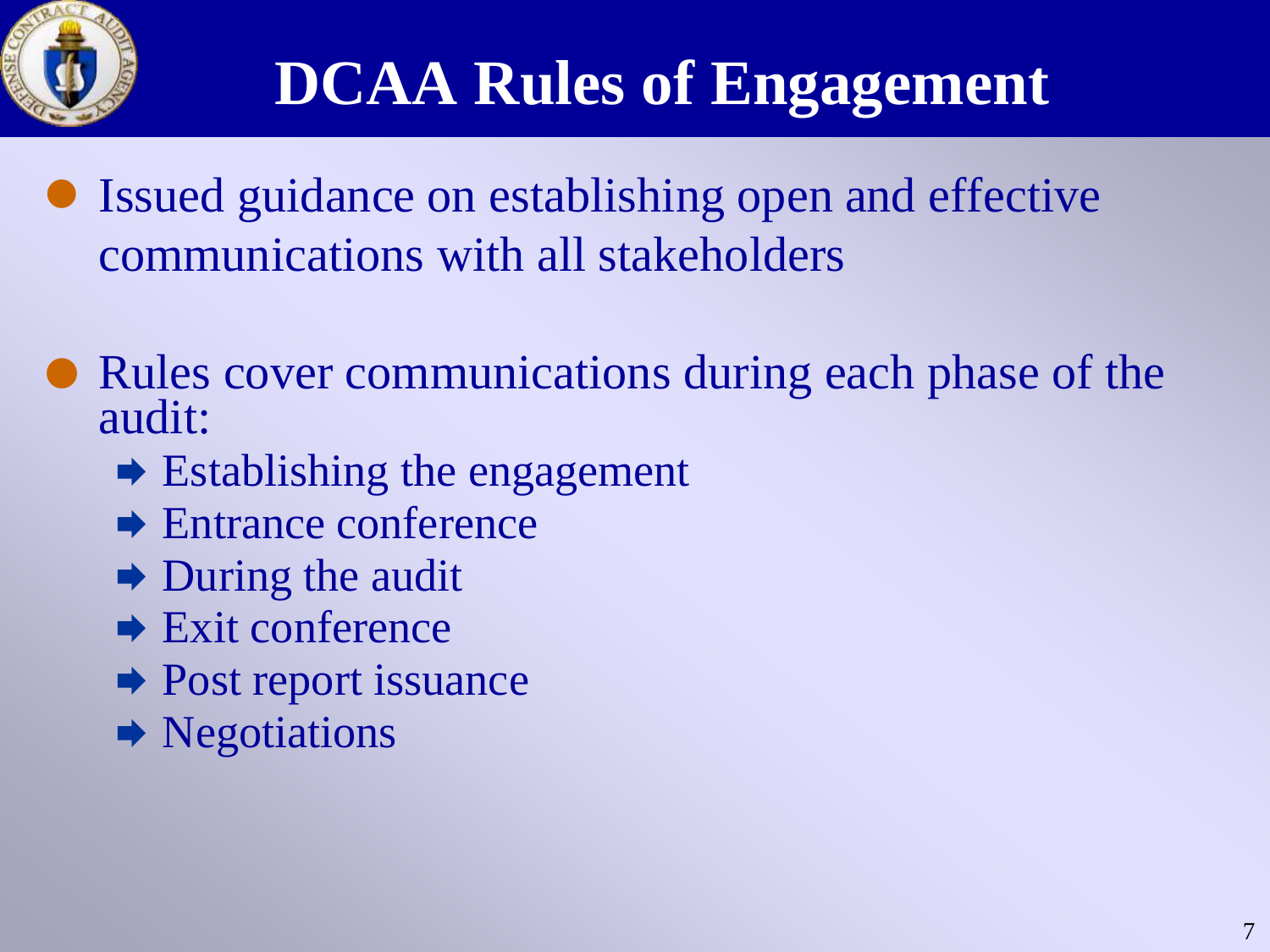# DCAA Rules of Engagement

- Issued guidance on establishing open and effective communications with all stakeholders
- Rules cover communications during each phase of the audit:
  - Establishing the engagement
  - Entrance conference
  - During the audit
  - Exit conference
  - Post report issuance
  - Negotiations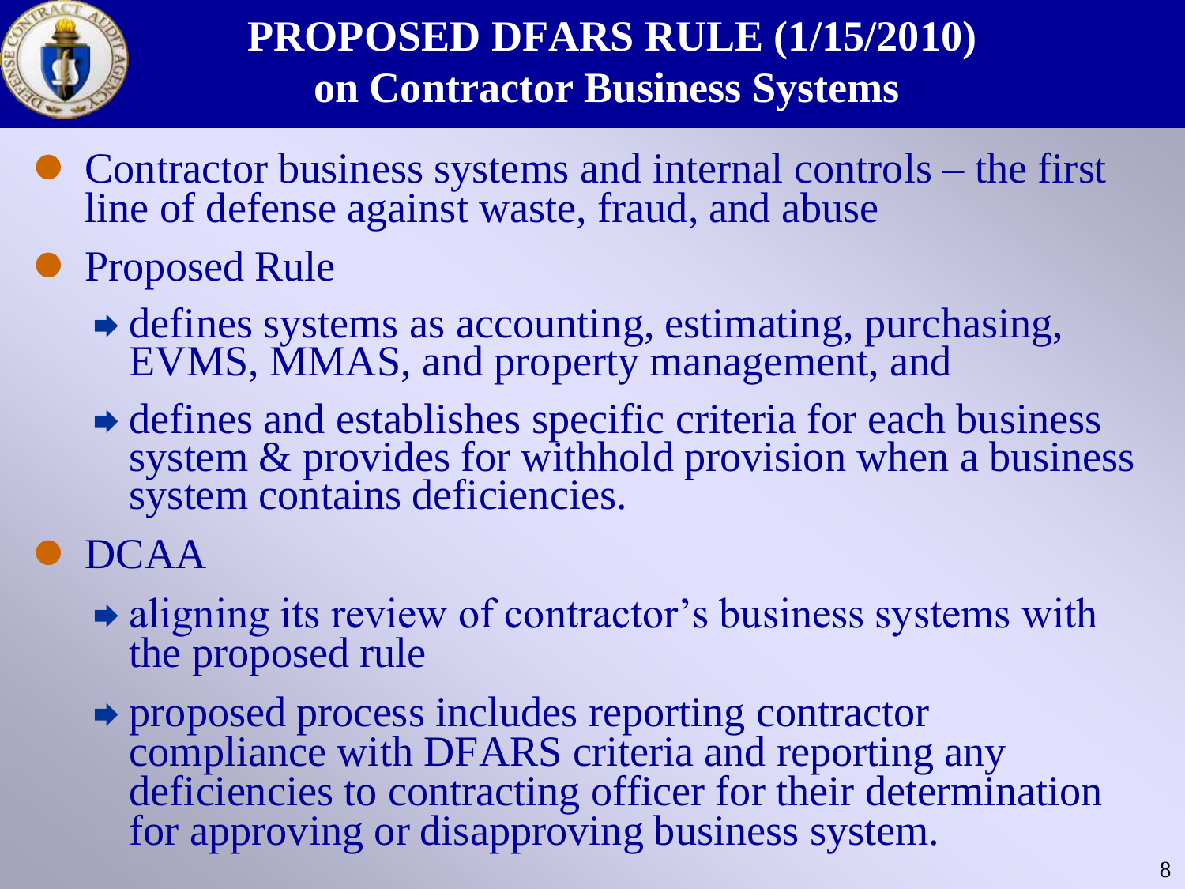# PROPOSED DFARS RULE (1/15/2010) on Contractor Business Systems

- Contractor business systems and internal controls – the first line of defense against waste, fraud, and abuse
- Proposed Rule
  - defines systems as accounting, estimating, purchasing, EVMS, MMAS, and property management, and
  - defines and establishes specific criteria for each business system & provides for withhold provision when a business system contains deficiencies.
- DCAA
  - aligning its review of contractor's business systems with the proposed rule
  - proposed process includes reporting contractor compliance with DFARS criteria and reporting any deficiencies to contracting officer for their determination for approving or disapproving business system.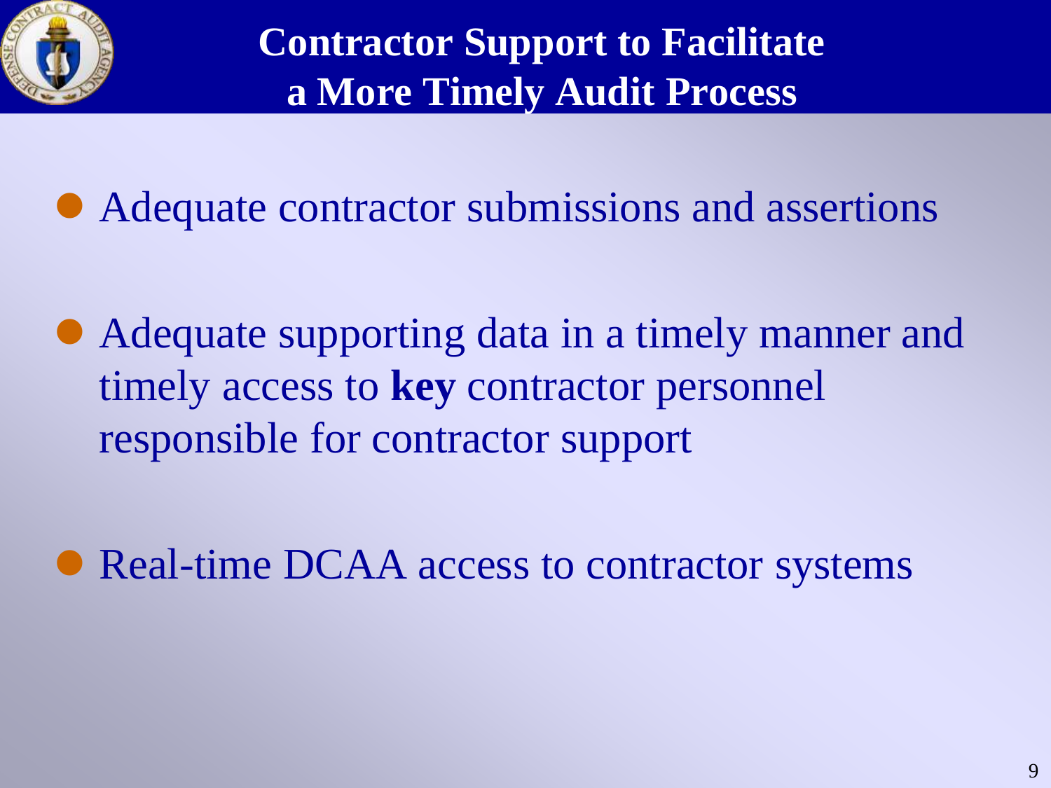# Contractor Support to Facilitate a More Timely Audit Process

- Adequate contractor submissions and assertions
- Adequate supporting data in a timely manner and timely access to **key** contractor personnel responsible for contractor support
- Real-time DCAA access to contractor systems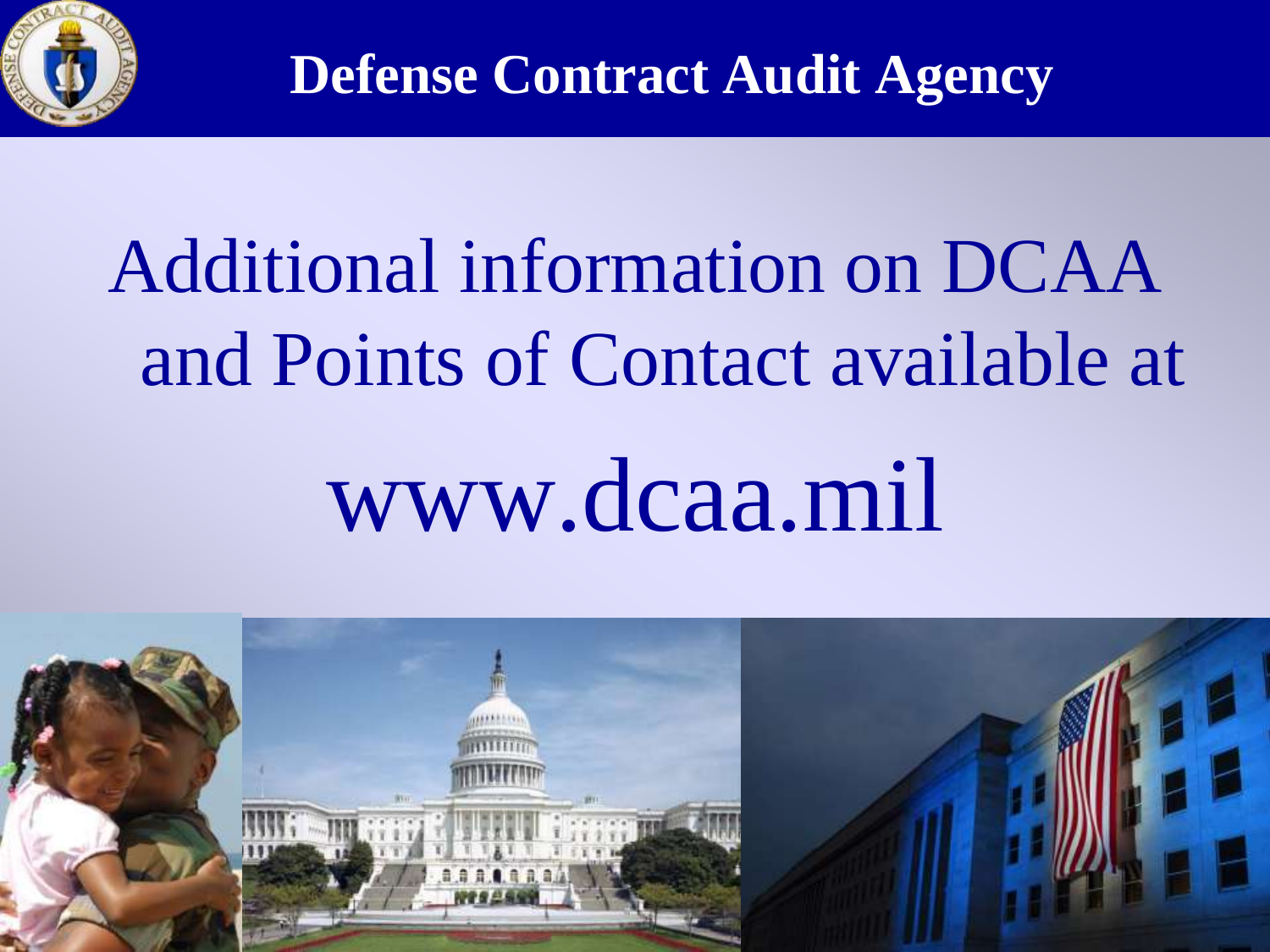# Defense Contract Audit Agency

Additional information on DCAA and Points of Contact available at

www.dcaa.mil